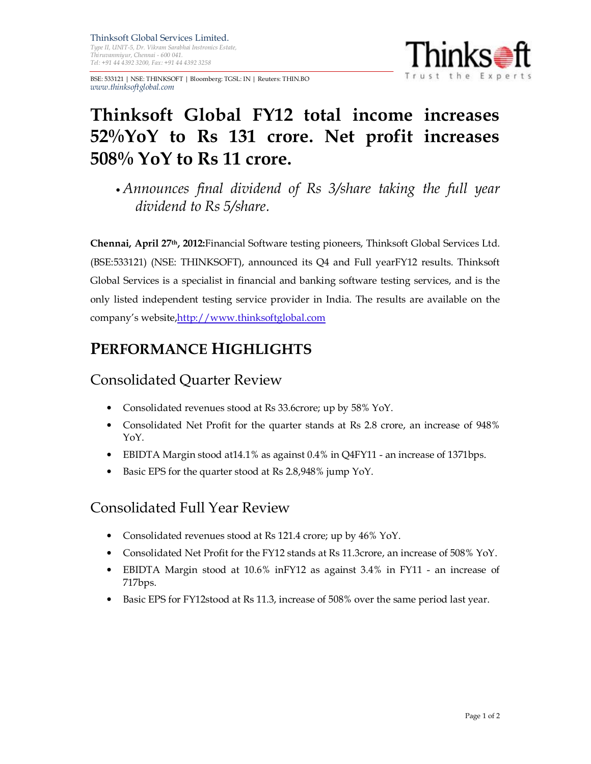Thinksoft Global Services Limited.
*Type II, UNIT-5, Dr. Vikram Sarabhai Instronics Estate,*
*Thiruvanmiyur, Chennai - 600 041.*
*Tel: +91 44 4392 3200, Fax: +91 44 4392 3258*

BSE: 533121 | NSE: THINKSOFT | Bloomberg: TGSL: IN | Reuters: THIN.BO
*www.thinksoftglobal.com*

Thinksoft
Trust the Experts

# Thinksoft Global FY12 total income increases 52%YoY to Rs 131 crore. Net profit increases 508% YoY to Rs 11 crore.

- *Announces final dividend of Rs 3/share taking the full year dividend to Rs 5/share.*

**Chennai, April 27th, 2012:**Financial Software testing pioneers, Thinksoft Global Services Ltd. (BSE:533121) (NSE: THINKSOFT), announced its Q4 and Full yearFY12 results. Thinksoft Global Services is a specialist in financial and banking software testing services, and is the only listed independent testing service provider in India. The results are available on the company's website,[http://www.thinksoftglobal.com](http://www.thinksoftglobal.com)

## PERFORMANCE HIGHLIGHTS

### Consolidated Quarter Review

- Consolidated revenues stood at Rs 33.6crore; up by 58% YoY.
- Consolidated Net Profit for the quarter stands at Rs 2.8 crore, an increase of 948% YoY.
- EBIDTA Margin stood at14.1% as against 0.4% in Q4FY11 - an increase of 1371bps.
- Basic EPS for the quarter stood at Rs 2.8,948% jump YoY.

### Consolidated Full Year Review

- Consolidated revenues stood at Rs 121.4 crore; up by 46% YoY.
- Consolidated Net Profit for the FY12 stands at Rs 11.3crore, an increase of 508% YoY.
- EBIDTA Margin stood at 10.6% inFY12 as against 3.4% in FY11 - an increase of 717bps.
- Basic EPS for FY12stood at Rs 11.3, increase of 508% over the same period last year.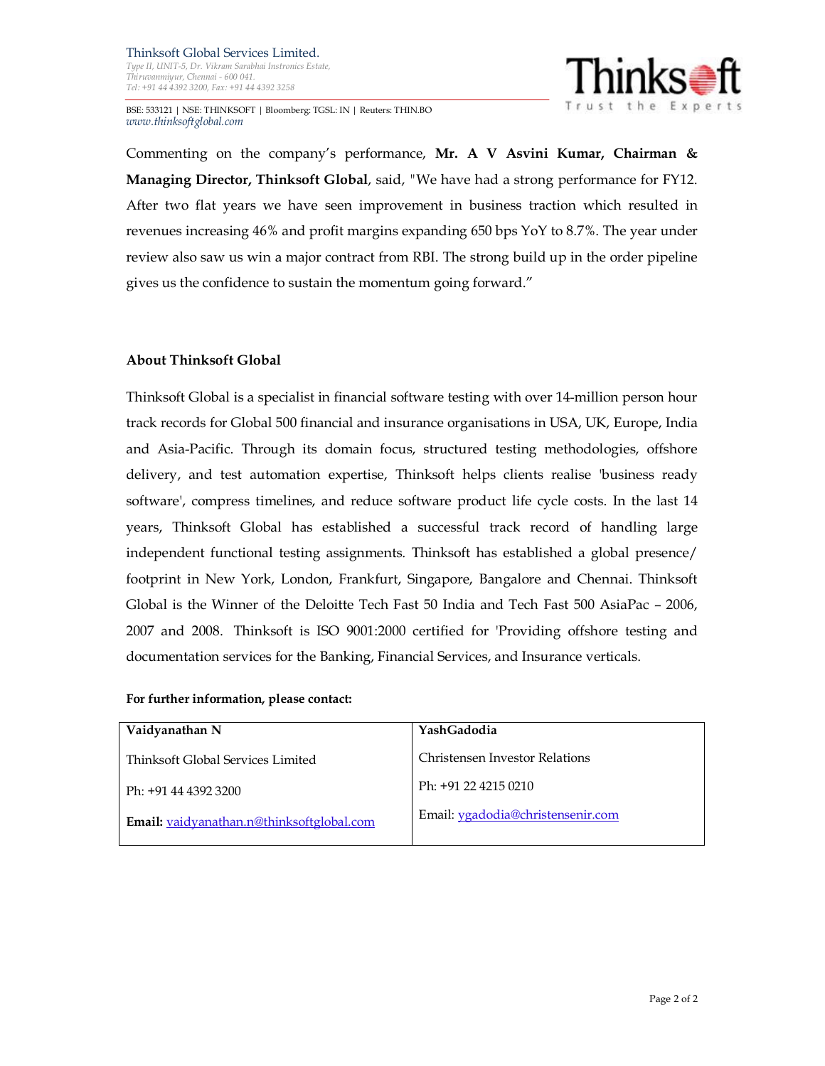Commenting on the company's performance, **Mr. A V Asvini Kumar, Chairman & Managing Director, Thinksoft Global**, said, "We have had a strong performance for FY12. After two flat years we have seen improvement in business traction which resulted in revenues increasing 46% and profit margins expanding 650 bps YoY to 8.7%. The year under review also saw us win a major contract from RBI. The strong build up in the order pipeline gives us the confidence to sustain the momentum going forward."

**About Thinksoft Global**

Thinksoft Global is a specialist in financial software testing with over 14-million person hour track records for Global 500 financial and insurance organisations in USA, UK, Europe, India and Asia-Pacific. Through its domain focus, structured testing methodologies, offshore delivery, and test automation expertise, Thinksoft helps clients realise 'business ready software', compress timelines, and reduce software product life cycle costs. In the last 14 years, Thinksoft Global has established a successful track record of handling large independent functional testing assignments. Thinksoft has established a global presence/ footprint in New York, London, Frankfurt, Singapore, Bangalore and Chennai. Thinksoft Global is the Winner of the Deloitte Tech Fast 50 India and Tech Fast 500 AsiaPac – 2006, 2007 and 2008. Thinksoft is ISO 9001:2000 certified for 'Providing offshore testing and documentation services for the Banking, Financial Services, and Insurance verticals.

**For further information, please contact:**

| | |
|---|---|
| **Vaidyanathan N** | **YashGadodia** |
| Thinksoft Global Services Limited | Christensen Investor Relations |
| Ph: +91 44 4392 3200 | Ph: +91 22 4215 0210 |
| **Email:** vaidyanathan.n@thinksoftglobal.com | Email: ygadodia@christensenir.com |